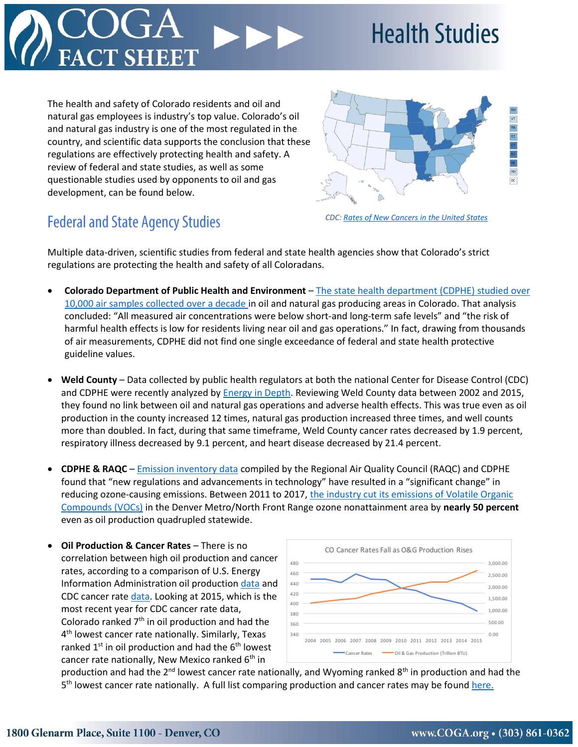# COGA FACT SHEET

# Health Studies

The health and safety of Colorado residents and oil and natural gas employees is industry's top value. Colorado's oil and natural gas industry is one of the most regulated in the country, and scientific data supports the conclusion that these regulations are effectively protecting health and safety. A review of federal and state studies, as well as some questionable studies used by opponents to oil and gas development, can be found below.

*CDC: Rates of New Cancers in the United States*

## Federal and State Agency Studies

Multiple data-driven, scientific studies from federal and state health agencies show that Colorado's strict regulations are protecting the health and safety of all Coloradans.

- **Colorado Department of Public Health and Environment** – The state health department (CDPHE) studied over 10,000 air samples collected over a decade in oil and natural gas producing areas in Colorado. That analysis concluded: "All measured air concentrations were below short-and long-term safe levels" and "the risk of harmful health effects is low for residents living near oil and gas operations." In fact, drawing from thousands of air measurements, CDPHE did not find one single exceedance of federal and state health protective guideline values.

- **Weld County** – Data collected by public health regulators at both the national Center for Disease Control (CDC) and CDPHE were recently analyzed by Energy in Depth. Reviewing Weld County data between 2002 and 2015, they found no link between oil and natural gas operations and adverse health effects. This was true even as oil production in the county increased 12 times, natural gas production increased three times, and well counts more than doubled. In fact, during that same timeframe, Weld County cancer rates decreased by 1.9 percent, respiratory illness decreased by 9.1 percent, and heart disease decreased by 21.4 percent.

- **CDPHE & RAQC** – Emission inventory data compiled by the Regional Air Quality Council (RAQC) and CDPHE found that "new regulations and advancements in technology" have resulted in a "significant change" in reducing ozone-causing emissions. Between 2011 to 2017, the industry cut its emissions of Volatile Organic Compounds (VOCs) in the Denver Metro/North Front Range ozone nonattainment area by **nearly 50 percent** even as oil production quadrupled statewide.

- **Oil Production & Cancer Rates** – There is no correlation between high oil production and cancer rates, according to a comparison of U.S. Energy Information Administration oil production data and CDC cancer rate data. Looking at 2015, which is the most recent year for CDC cancer rate data, Colorado ranked 7th in oil production and had the 4th lowest cancer rate nationally. Similarly, Texas ranked 1st in oil production and had the 6th lowest cancer rate nationally, New Mexico ranked 6th in production and had the 2nd lowest cancer rate nationally, and Wyoming ranked 8th in production and had the 5th lowest cancer rate nationally. A full list comparing production and cancer rates may be found here.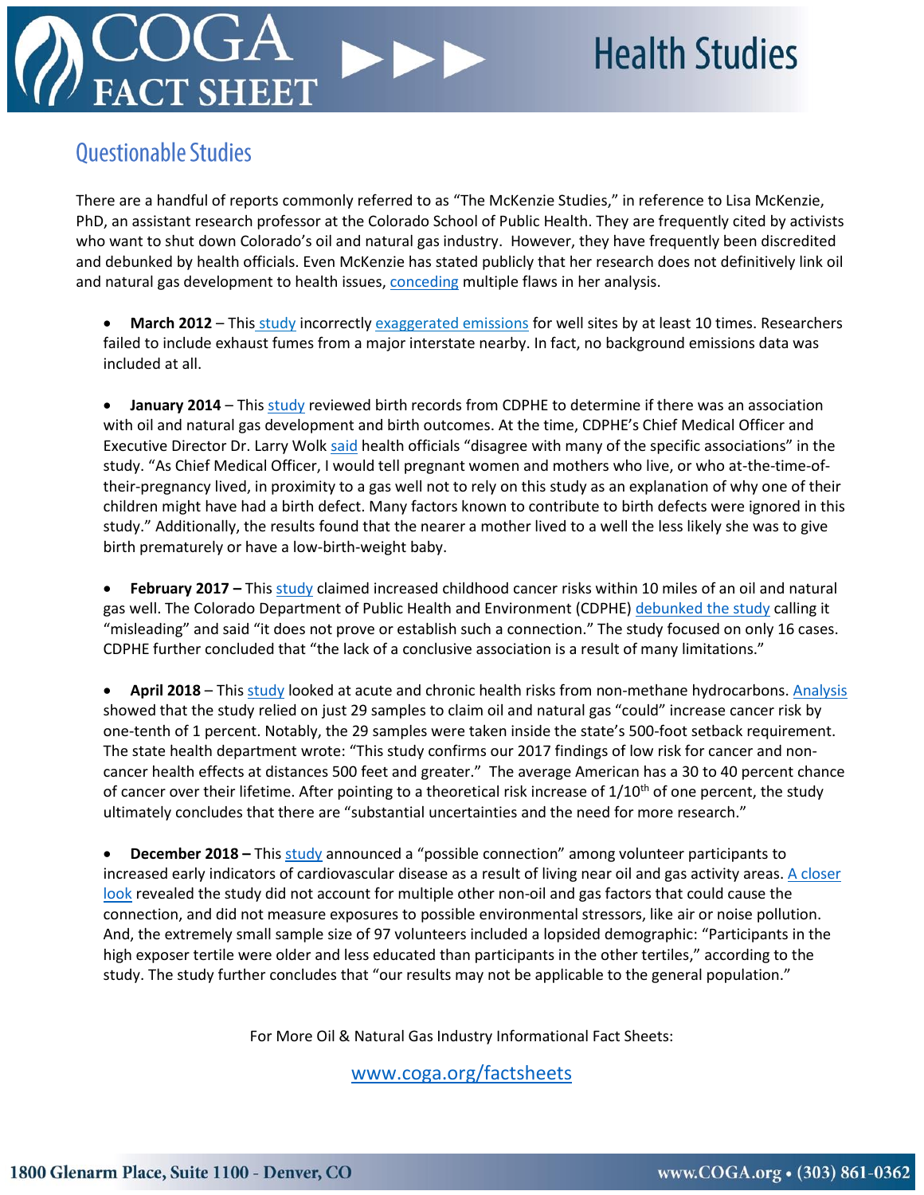# Health Studies

## Questionable Studies

There are a handful of reports commonly referred to as "The McKenzie Studies," in reference to Lisa McKenzie, PhD, an assistant research professor at the Colorado School of Public Health. They are frequently cited by activists who want to shut down Colorado's oil and natural gas industry. However, they have frequently been discredited and debunked by health officials. Even McKenzie has stated publicly that her research does not definitively link oil and natural gas development to health issues, conceding multiple flaws in her analysis.

- **March 2012** – This study incorrectly exaggerated emissions for well sites by at least 10 times. Researchers failed to include exhaust fumes from a major interstate nearby. In fact, no background emissions data was included at all.

- **January 2014** – This study reviewed birth records from CDPHE to determine if there was an association with oil and natural gas development and birth outcomes. At the time, CDPHE's Chief Medical Officer and Executive Director Dr. Larry Wolk said health officials "disagree with many of the specific associations" in the study. "As Chief Medical Officer, I would tell pregnant women and mothers who live, or who at-the-time-of-their-pregnancy lived, in proximity to a gas well not to rely on this study as an explanation of why one of their children might have had a birth defect. Many factors known to contribute to birth defects were ignored in this study." Additionally, the results found that the nearer a mother lived to a well the less likely she was to give birth prematurely or have a low-birth-weight baby.

- **February 2017 –** This study claimed increased childhood cancer risks within 10 miles of an oil and natural gas well. The Colorado Department of Public Health and Environment (CDPHE) debunked the study calling it "misleading" and said "it does not prove or establish such a connection." The study focused on only 16 cases. CDPHE further concluded that "the lack of a conclusive association is a result of many limitations."

- **April 2018** – This study looked at acute and chronic health risks from non-methane hydrocarbons. Analysis showed that the study relied on just 29 samples to claim oil and natural gas "could" increase cancer risk by one-tenth of 1 percent. Notably, the 29 samples were taken inside the state's 500-foot setback requirement. The state health department wrote: "This study confirms our 2017 findings of low risk for cancer and non-cancer health effects at distances 500 feet and greater." The average American has a 30 to 40 percent chance of cancer over their lifetime. After pointing to a theoretical risk increase of $1/10^{th}$ of one percent, the study ultimately concludes that there are "substantial uncertainties and the need for more research."

- **December 2018 –** This study announced a "possible connection" among volunteer participants to increased early indicators of cardiovascular disease as a result of living near oil and gas activity areas. A closer look revealed the study did not account for multiple other non-oil and gas factors that could cause the connection, and did not measure exposures to possible environmental stressors, like air or noise pollution. And, the extremely small sample size of 97 volunteers included a lopsided demographic: "Participants in the high exposer tertile were older and less educated than participants in the other tertiles," according to the study. The study further concludes that "our results may not be applicable to the general population."

For More Oil & Natural Gas Industry Informational Fact Sheets:

www.coga.org/factsheets